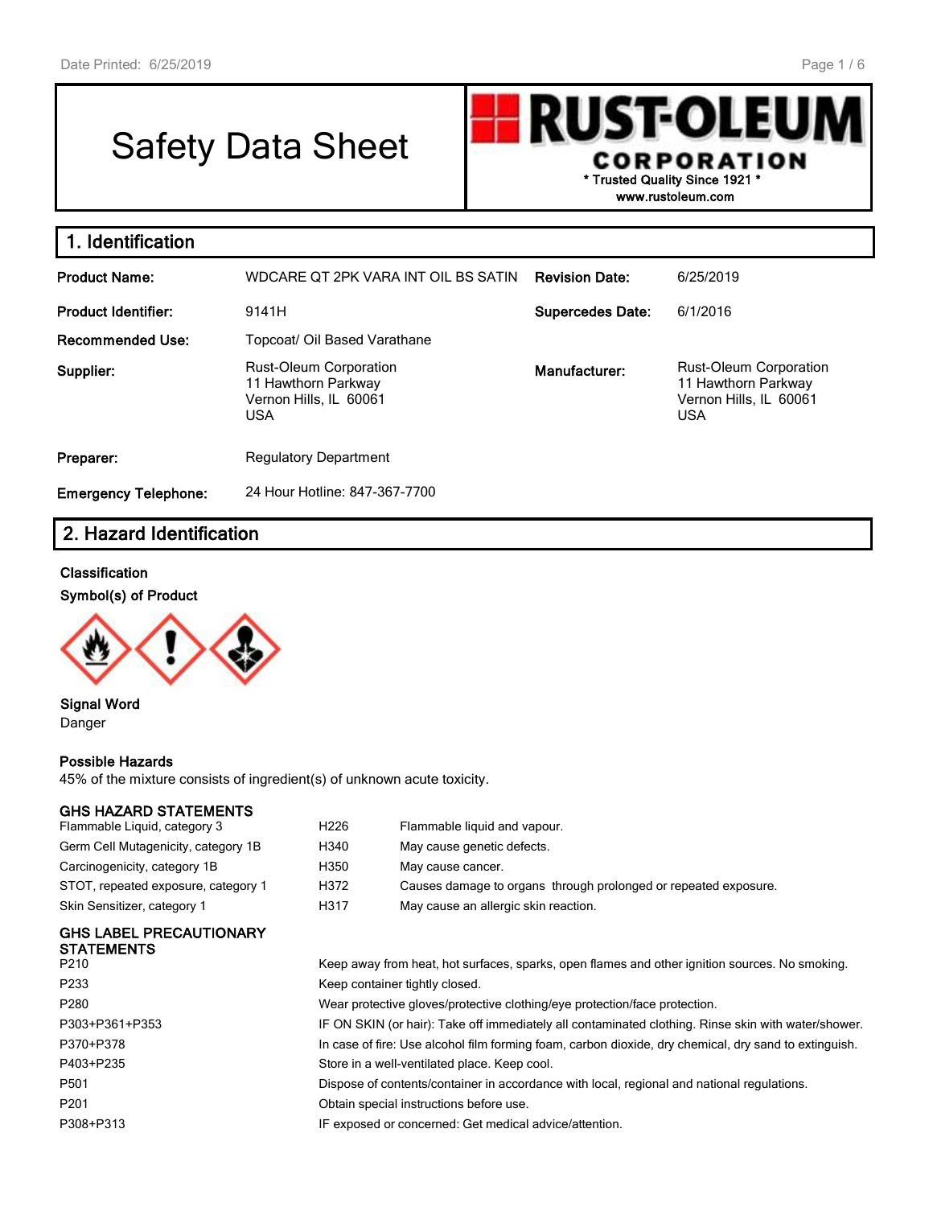# Safety Data Sheet

**RUST-OLEUM CORPORATION**
* Trusted Quality Since 1921 *
www.rustoleum.com

## 1. Identification

| | | | |
|---|---|---|---|
| **Product Name:** | WDCARE QT 2PK VARA INT OIL BS SATIN | **Revision Date:** | 6/25/2019 |
| **Product Identifier:** | 9141H | **Supercedes Date:** | 6/1/2016 |
| **Recommended Use:** | Topcoat/ Oil Based Varathane | | |
| **Supplier:** | Rust-Oleum Corporation<br>11 Hawthorn Parkway<br>Vernon Hills, IL 60061<br>USA | **Manufacturer:** | Rust-Oleum Corporation<br>11 Hawthorn Parkway<br>Vernon Hills, IL 60061<br>USA |
| **Preparer:** | Regulatory Department | | |
| **Emergency Telephone:** | 24 Hour Hotline: 847-367-7700 | | |

## 2. Hazard Identification

**Classification**

**Symbol(s) of Product**

**Signal Word**
Danger

**Possible Hazards**
45% of the mixture consists of ingredient(s) of unknown acute toxicity.

**GHS HAZARD STATEMENTS**

| | | |
|---|---|---|
| Flammable Liquid, category 3 | H226 | Flammable liquid and vapour. |
| Germ Cell Mutagenicity, category 1B | H340 | May cause genetic defects. |
| Carcinogenicity, category 1B | H350 | May cause cancer. |
| STOT, repeated exposure, category 1 | H372 | Causes damage to organs through prolonged or repeated exposure. |
| Skin Sensitizer, category 1 | H317 | May cause an allergic skin reaction. |

**GHS LABEL PRECAUTIONARY STATEMENTS**

| | |
|---|---|
| P210 | Keep away from heat, hot surfaces, sparks, open flames and other ignition sources. No smoking. |
| P233 | Keep container tightly closed. |
| P280 | Wear protective gloves/protective clothing/eye protection/face protection. |
| P303+P361+P353 | IF ON SKIN (or hair): Take off immediately all contaminated clothing. Rinse skin with water/shower. |
| P370+P378 | In case of fire: Use alcohol film forming foam, carbon dioxide, dry chemical, dry sand to extinguish. |
| P403+P235 | Store in a well-ventilated place. Keep cool. |
| P501 | Dispose of contents/container in accordance with local, regional and national regulations. |
| P201 | Obtain special instructions before use. |
| P308+P313 | IF exposed or concerned: Get medical advice/attention. |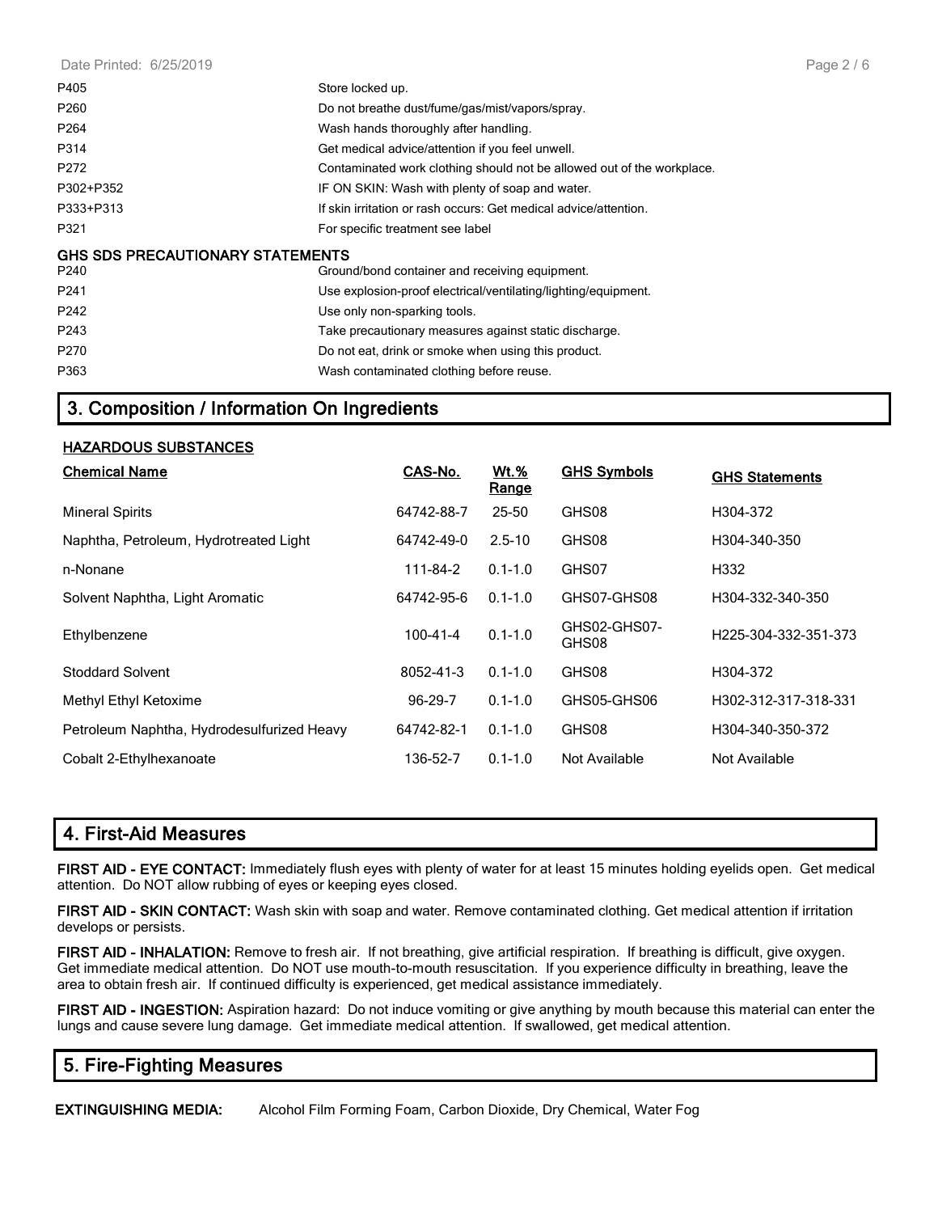| | |
|---|---|
| P405 | Store locked up. |
| P260 | Do not breathe dust/fume/gas/mist/vapors/spray. |
| P264 | Wash hands thoroughly after handling. |
| P314 | Get medical advice/attention if you feel unwell. |
| P272 | Contaminated work clothing should not be allowed out of the workplace. |
| P302+P352 | IF ON SKIN: Wash with plenty of soap and water. |
| P333+P313 | If skin irritation or rash occurs: Get medical advice/attention. |
| P321 | For specific treatment see label |

**GHS SDS PRECAUTIONARY STATEMENTS**

| | |
|---|---|
| P240 | Ground/bond container and receiving equipment. |
| P241 | Use explosion-proof electrical/ventilating/lighting/equipment. |
| P242 | Use only non-sparking tools. |
| P243 | Take precautionary measures against static discharge. |
| P270 | Do not eat, drink or smoke when using this product. |
| P363 | Wash contaminated clothing before reuse. |

## 3. Composition / Information On Ingredients

**HAZARDOUS SUBSTANCES**

| Chemical Name | CAS-No. | Wt.% Range | GHS Symbols | GHS Statements |
|---|---|---|---|---|
| Mineral Spirits | 64742-88-7 | 25-50 | GHS08 | H304-372 |
| Naphtha, Petroleum, Hydrotreated Light | 64742-49-0 | 2.5-10 | GHS08 | H304-340-350 |
| n-Nonane | 111-84-2 | 0.1-1.0 | GHS07 | H332 |
| Solvent Naphtha, Light Aromatic | 64742-95-6 | 0.1-1.0 | GHS07-GHS08 | H304-332-340-350 |
| Ethylbenzene | 100-41-4 | 0.1-1.0 | GHS02-GHS07-GHS08 | H225-304-332-351-373 |
| Stoddard Solvent | 8052-41-3 | 0.1-1.0 | GHS08 | H304-372 |
| Methyl Ethyl Ketoxime | 96-29-7 | 0.1-1.0 | GHS05-GHS06 | H302-312-317-318-331 |
| Petroleum Naphtha, Hydrodesulfurized Heavy | 64742-82-1 | 0.1-1.0 | GHS08 | H304-340-350-372 |
| Cobalt 2-Ethylhexanoate | 136-52-7 | 0.1-1.0 | Not Available | Not Available |

## 4. First-Aid Measures

**FIRST AID - EYE CONTACT:** Immediately flush eyes with plenty of water for at least 15 minutes holding eyelids open. Get medical attention. Do NOT allow rubbing of eyes or keeping eyes closed.

**FIRST AID - SKIN CONTACT:** Wash skin with soap and water. Remove contaminated clothing. Get medical attention if irritation develops or persists.

**FIRST AID - INHALATION:** Remove to fresh air. If not breathing, give artificial respiration. If breathing is difficult, give oxygen. Get immediate medical attention. Do NOT use mouth-to-mouth resuscitation. If you experience difficulty in breathing, leave the area to obtain fresh air. If continued difficulty is experienced, get medical assistance immediately.

**FIRST AID - INGESTION:** Aspiration hazard: Do not induce vomiting or give anything by mouth because this material can enter the lungs and cause severe lung damage. Get immediate medical attention. If swallowed, get medical attention.

## 5. Fire-Fighting Measures

**EXTINGUISHING MEDIA:** Alcohol Film Forming Foam, Carbon Dioxide, Dry Chemical, Water Fog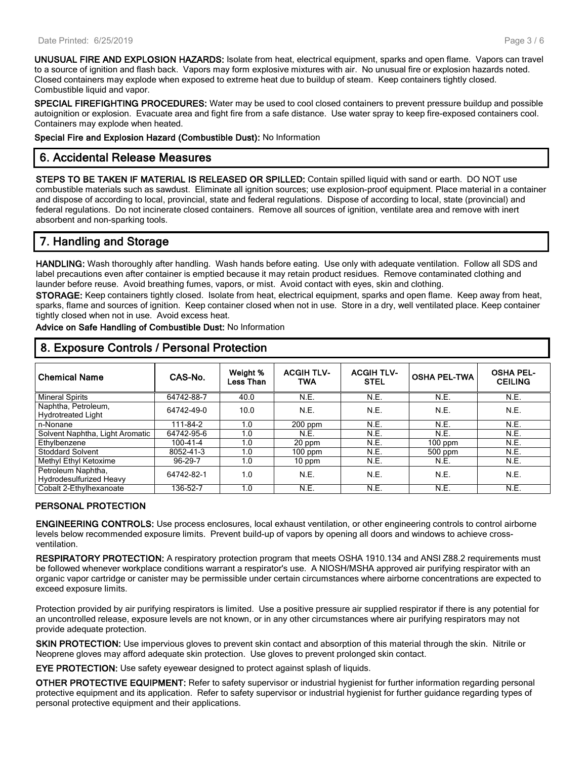**UNUSUAL FIRE AND EXPLOSION HAZARDS:** Isolate from heat, electrical equipment, sparks and open flame. Vapors can travel to a source of ignition and flash back. Vapors may form explosive mixtures with air. No unusual fire or explosion hazards noted. Closed containers may explode when exposed to extreme heat due to buildup of steam. Keep containers tightly closed. Combustible liquid and vapor.

**SPECIAL FIREFIGHTING PROCEDURES:** Water may be used to cool closed containers to prevent pressure buildup and possible autoignition or explosion. Evacuate area and fight fire from a safe distance. Use water spray to keep fire-exposed containers cool. Containers may explode when heated.

**Special Fire and Explosion Hazard (Combustible Dust):** No Information

## 6. Accidental Release Measures

**STEPS TO BE TAKEN IF MATERIAL IS RELEASED OR SPILLED:** Contain spilled liquid with sand or earth. DO NOT use combustible materials such as sawdust. Eliminate all ignition sources; use explosion-proof equipment. Place material in a container and dispose of according to local, provincial, state and federal regulations. Dispose of according to local, state (provincial) and federal regulations. Do not incinerate closed containers. Remove all sources of ignition, ventilate area and remove with inert absorbent and non-sparking tools.

## 7. Handling and Storage

**HANDLING:** Wash thoroughly after handling. Wash hands before eating. Use only with adequate ventilation. Follow all SDS and label precautions even after container is emptied because it may retain product residues. Remove contaminated clothing and launder before reuse. Avoid breathing fumes, vapors, or mist. Avoid contact with eyes, skin and clothing.

**STORAGE:** Keep containers tightly closed. Isolate from heat, electrical equipment, sparks and open flame. Keep away from heat, sparks, flame and sources of ignition. Keep container closed when not in use. Store in a dry, well ventilated place. Keep container tightly closed when not in use. Avoid excess heat.

**Advice on Safe Handling of Combustible Dust:** No Information

## 8. Exposure Controls / Personal Protection

| Chemical Name | CAS-No. | Weight % Less Than | ACGIH TLV-TWA | ACGIH TLV-STEL | OSHA PEL-TWA | OSHA PEL-CEILING |
|---|---|---|---|---|---|---|
| Mineral Spirits | 64742-88-7 | 40.0 | N.E. | N.E. | N.E. | N.E. |
| Naphtha, Petroleum, Hydrotreated Light | 64742-49-0 | 10.0 | N.E. | N.E. | N.E. | N.E. |
| n-Nonane | 111-84-2 | 1.0 | 200 ppm | N.E. | N.E. | N.E. |
| Solvent Naphtha, Light Aromatic | 64742-95-6 | 1.0 | N.E. | N.E. | N.E. | N.E. |
| Ethylbenzene | 100-41-4 | 1.0 | 20 ppm | N.E. | 100 ppm | N.E. |
| Stoddard Solvent | 8052-41-3 | 1.0 | 100 ppm | N.E. | 500 ppm | N.E. |
| Methyl Ethyl Ketoxime | 96-29-7 | 1.0 | 10 ppm | N.E. | N.E. | N.E. |
| Petroleum Naphtha, Hydrodesulfurized Heavy | 64742-82-1 | 1.0 | N.E. | N.E. | N.E. | N.E. |
| Cobalt 2-Ethylhexanoate | 136-52-7 | 1.0 | N.E. | N.E. | N.E. | N.E. |

### PERSONAL PROTECTION

**ENGINEERING CONTROLS:** Use process enclosures, local exhaust ventilation, or other engineering controls to control airborne levels below recommended exposure limits. Prevent build-up of vapors by opening all doors and windows to achieve cross-ventilation.

**RESPIRATORY PROTECTION:** A respiratory protection program that meets OSHA 1910.134 and ANSI Z88.2 requirements must be followed whenever workplace conditions warrant a respirator's use. A NIOSH/MSHA approved air purifying respirator with an organic vapor cartridge or canister may be permissible under certain circumstances where airborne concentrations are expected to exceed exposure limits.

Protection provided by air purifying respirators is limited. Use a positive pressure air supplied respirator if there is any potential for an uncontrolled release, exposure levels are not known, or in any other circumstances where air purifying respirators may not provide adequate protection.

**SKIN PROTECTION:** Use impervious gloves to prevent skin contact and absorption of this material through the skin. Nitrile or Neoprene gloves may afford adequate skin protection. Use gloves to prevent prolonged skin contact.

**EYE PROTECTION:** Use safety eyewear designed to protect against splash of liquids.

**OTHER PROTECTIVE EQUIPMENT:** Refer to safety supervisor or industrial hygienist for further information regarding personal protective equipment and its application. Refer to safety supervisor or industrial hygienist for further guidance regarding types of personal protective equipment and their applications.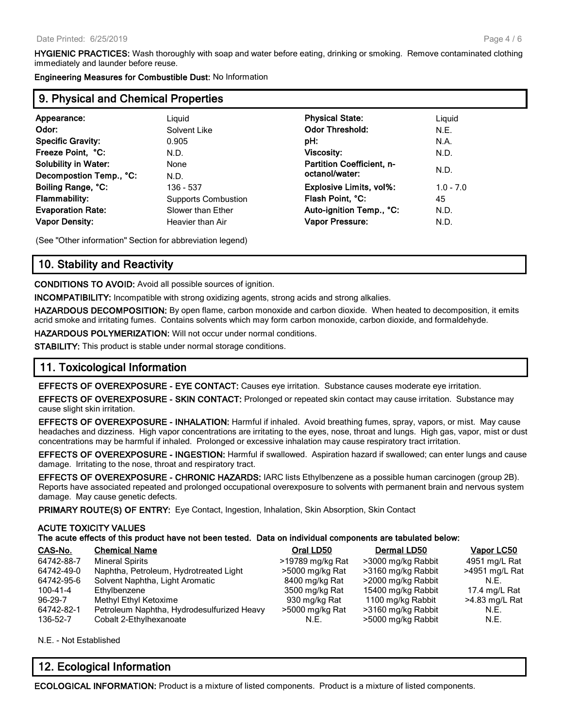**HYGIENIC PRACTICES:** Wash thoroughly with soap and water before eating, drinking or smoking. Remove contaminated clothing immediately and launder before reuse.

**Engineering Measures for Combustible Dust:** No Information

## 9. Physical and Chemical Properties

| | | | |
|---|---|---|---|
| **Appearance:** | Liquid | **Physical State:** | Liquid |
| **Odor:** | Solvent Like | **Odor Threshold:** | N.E. |
| **Specific Gravity:** | 0.905 | **pH:** | N.A. |
| **Freeze Point, °C:** | N.D. | **Viscosity:** | N.D. |
| **Solubility in Water:** | None | **Partition Coefficient, n-octanol/water:** | N.D. |
| **Decompostion Temp., °C:** | N.D. | | |
| **Boiling Range, °C:** | 136 - 537 | **Explosive Limits, vol%:** | 1.0 - 7.0 |
| **Flammability:** | Supports Combustion | **Flash Point, °C:** | 45 |
| **Evaporation Rate:** | Slower than Ether | **Auto-ignition Temp., °C:** | N.D. |
| **Vapor Density:** | Heavier than Air | **Vapor Pressure:** | N.D. |

(See "Other information" Section for abbreviation legend)

## 10. Stability and Reactivity

**CONDITIONS TO AVOID:** Avoid all possible sources of ignition.

**INCOMPATIBILITY:** Incompatible with strong oxidizing agents, strong acids and strong alkalies.

**HAZARDOUS DECOMPOSITION:** By open flame, carbon monoxide and carbon dioxide. When heated to decomposition, it emits acrid smoke and irritating fumes. Contains solvents which may form carbon monoxide, carbon dioxide, and formaldehyde.

**HAZARDOUS POLYMERIZATION:** Will not occur under normal conditions.

**STABILITY:** This product is stable under normal storage conditions.

## 11. Toxicological Information

**EFFECTS OF OVEREXPOSURE - EYE CONTACT:** Causes eye irritation. Substance causes moderate eye irritation.

**EFFECTS OF OVEREXPOSURE - SKIN CONTACT:** Prolonged or repeated skin contact may cause irritation. Substance may cause slight skin irritation.

**EFFECTS OF OVEREXPOSURE - INHALATION:** Harmful if inhaled. Avoid breathing fumes, spray, vapors, or mist. May cause headaches and dizziness. High vapor concentrations are irritating to the eyes, nose, throat and lungs. High gas, vapor, mist or dust concentrations may be harmful if inhaled. Prolonged or excessive inhalation may cause respiratory tract irritation.

**EFFECTS OF OVEREXPOSURE - INGESTION:** Harmful if swallowed. Aspiration hazard if swallowed; can enter lungs and cause damage. Irritating to the nose, throat and respiratory tract.

**EFFECTS OF OVEREXPOSURE - CHRONIC HAZARDS:** IARC lists Ethylbenzene as a possible human carcinogen (group 2B). Reports have associated repeated and prolonged occupational overexposure to solvents with permanent brain and nervous system damage. May cause genetic defects.

**PRIMARY ROUTE(S) OF ENTRY:** Eye Contact, Ingestion, Inhalation, Skin Absorption, Skin Contact

**ACUTE TOXICITY VALUES**

**The acute effects of this product have not been tested. Data on individual components are tabulated below:**

| CAS-No. | Chemical Name | Oral LD50 | Dermal LD50 | Vapor LC50 |
|---|---|---|---|---|
| 64742-88-7 | Mineral Spirits | >19789 mg/kg Rat | >3000 mg/kg Rabbit | 4951 mg/L Rat |
| 64742-49-0 | Naphtha, Petroleum, Hydrotreated Light | >5000 mg/kg Rat | >3160 mg/kg Rabbit | >4951 mg/L Rat |
| 64742-95-6 | Solvent Naphtha, Light Aromatic | 8400 mg/kg Rat | >2000 mg/kg Rabbit | N.E. |
| 100-41-4 | Ethylbenzene | 3500 mg/kg Rat | 15400 mg/kg Rabbit | 17.4 mg/L Rat |
| 96-29-7 | Methyl Ethyl Ketoxime | 930 mg/kg Rat | 1100 mg/kg Rabbit | >4.83 mg/L Rat |
| 64742-82-1 | Petroleum Naphtha, Hydrodesulfurized Heavy | >5000 mg/kg Rat | >3160 mg/kg Rabbit | N.E. |
| 136-52-7 | Cobalt 2-Ethylhexanoate | N.E. | >5000 mg/kg Rabbit | N.E. |

N.E. - Not Established

## 12. Ecological Information

**ECOLOGICAL INFORMATION:** Product is a mixture of listed components. Product is a mixture of listed components.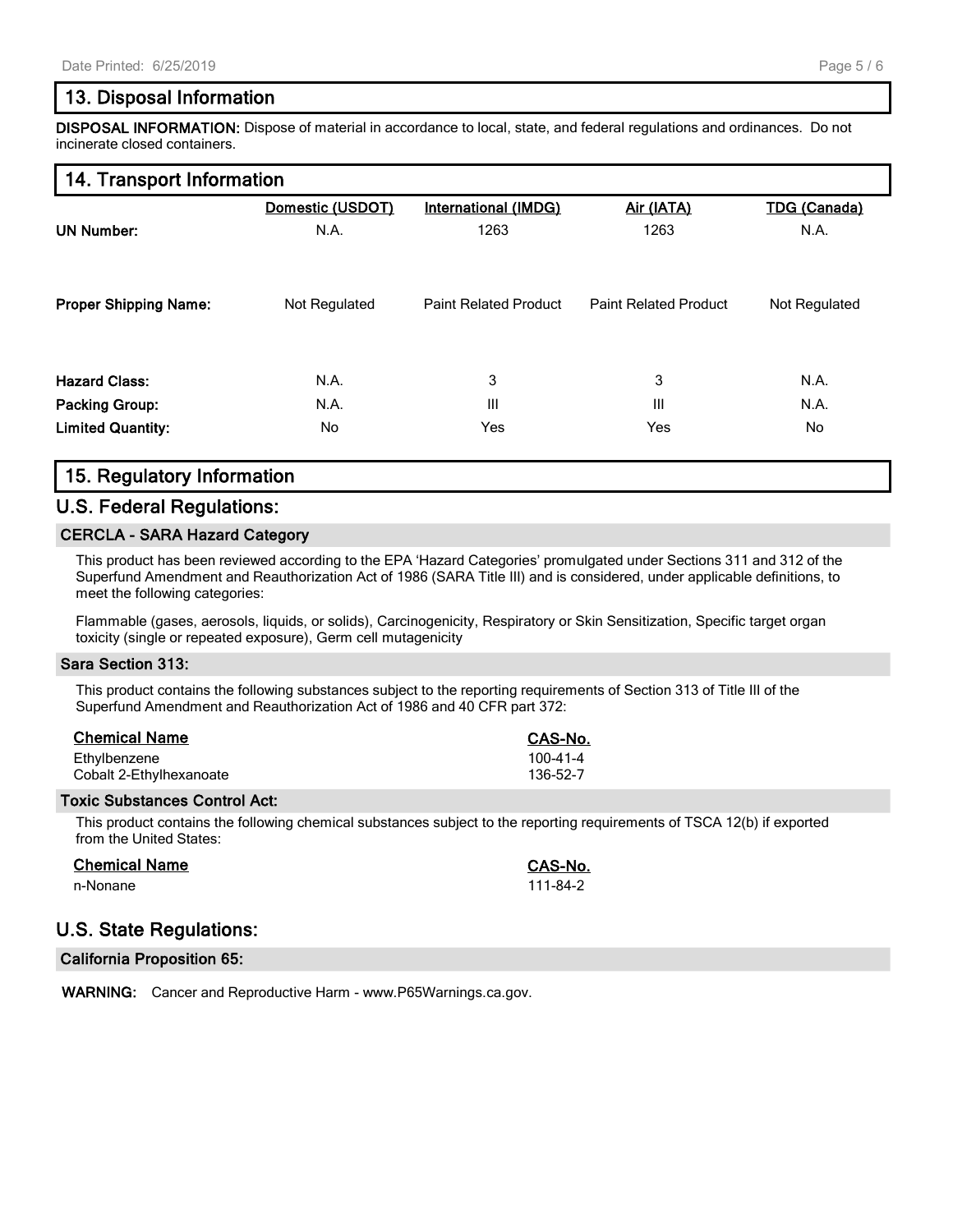## 13. Disposal Information

**DISPOSAL INFORMATION:** Dispose of material in accordance to local, state, and federal regulations and ordinances. Do not incinerate closed containers.

## 14. Transport Information

| | Domestic (USDOT) | International (IMDG) | Air (IATA) | TDG (Canada) |
|---|---|---|---|---|
| **UN Number:** | N.A. | 1263 | 1263 | N.A. |
| **Proper Shipping Name:** | Not Regulated | Paint Related Product | Paint Related Product | Not Regulated |
| **Hazard Class:** | N.A. | 3 | 3 | N.A. |
| **Packing Group:** | N.A. | III | III | N.A. |
| **Limited Quantity:** | No | Yes | Yes | No |

## 15. Regulatory Information

## U.S. Federal Regulations:

### CERCLA - SARA Hazard Category

This product has been reviewed according to the EPA 'Hazard Categories' promulgated under Sections 311 and 312 of the Superfund Amendment and Reauthorization Act of 1986 (SARA Title III) and is considered, under applicable definitions, to meet the following categories:

Flammable (gases, aerosols, liquids, or solids), Carcinogenicity, Respiratory or Skin Sensitization, Specific target organ toxicity (single or repeated exposure), Germ cell mutagenicity

### Sara Section 313:

This product contains the following substances subject to the reporting requirements of Section 313 of Title III of the Superfund Amendment and Reauthorization Act of 1986 and 40 CFR part 372:

| Chemical Name | CAS-No. |
|---|---|
| Ethylbenzene | 100-41-4 |
| Cobalt 2-Ethylhexanoate | 136-52-7 |

### Toxic Substances Control Act:

This product contains the following chemical substances subject to the reporting requirements of TSCA 12(b) if exported from the United States:

| Chemical Name | CAS-No. |
|---|---|
| n-Nonane | 111-84-2 |

## U.S. State Regulations:

### California Proposition 65:

**WARNING:** Cancer and Reproductive Harm - www.P65Warnings.ca.gov.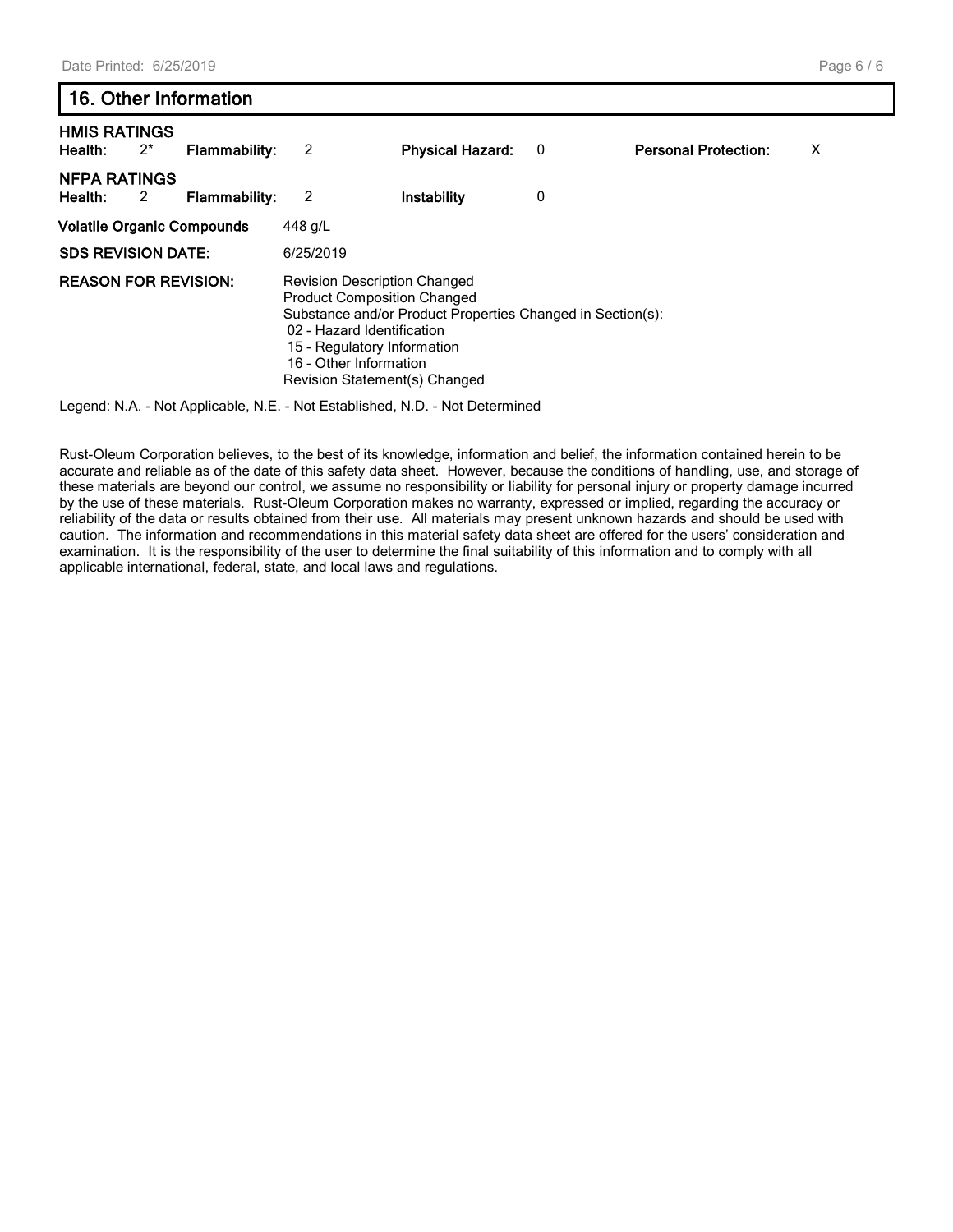## 16. Other Information

**HMIS RATINGS**

| | | | | | | | |
|---|---|---|---|---|---|---|---|
| **Health:** | 2* | **Flammability:** | 2 | **Physical Hazard:** | 0 | **Personal Protection:** | X |

**NFPA RATINGS**

| | | | | | |
|---|---|---|---|---|---|
| **Health:** | 2 | **Flammability:** | 2 | **Instability** | 0 |

**Volatile Organic Compounds** 448 g/L

**SDS REVISION DATE:** 6/25/2019

**REASON FOR REVISION:**

Revision Description Changed
Product Composition Changed
Substance and/or Product Properties Changed in Section(s):
 02 - Hazard Identification
 15 - Regulatory Information
 16 - Other Information
Revision Statement(s) Changed

Legend: N.A. - Not Applicable, N.E. - Not Established, N.D. - Not Determined

Rust-Oleum Corporation believes, to the best of its knowledge, information and belief, the information contained herein to be accurate and reliable as of the date of this safety data sheet. However, because the conditions of handling, use, and storage of these materials are beyond our control, we assume no responsibility or liability for personal injury or property damage incurred by the use of these materials. Rust-Oleum Corporation makes no warranty, expressed or implied, regarding the accuracy or reliability of the data or results obtained from their use. All materials may present unknown hazards and should be used with caution. The information and recommendations in this material safety data sheet are offered for the users' consideration and examination. It is the responsibility of the user to determine the final suitability of this information and to comply with all applicable international, federal, state, and local laws and regulations.